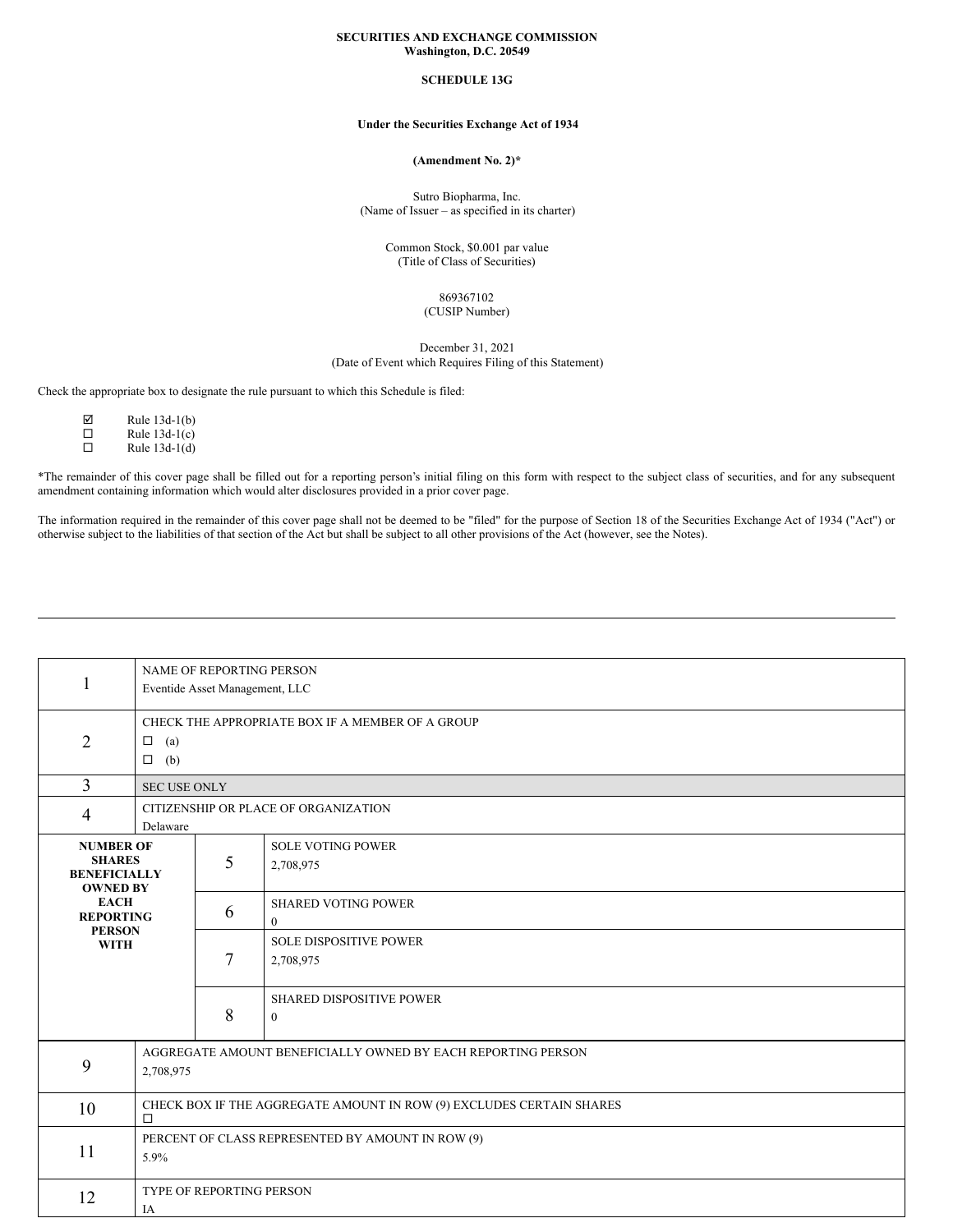**SECURITIES AND EXCHANGE COMMISSION**
**Washington, D.C. 20549**

**SCHEDULE 13G**

**Under the Securities Exchange Act of 1934**

**(Amendment No. 2)***

Sutro Biopharma, Inc.
(Name of Issuer – as specified in its charter)

Common Stock, $0.001 par value
(Title of Class of Securities)

869367102
(CUSIP Number)

December 31, 2021
(Date of Event which Requires Filing of this Statement)

Check the appropriate box to designate the rule pursuant to which this Schedule is filed:

☑ Rule 13d-1(b)
☐ Rule 13d-1(c)
☐ Rule 13d-1(d)

*The remainder of this cover page shall be filled out for a reporting person's initial filing on this form with respect to the subject class of securities, and for any subsequent amendment containing information which would alter disclosures provided in a prior cover page.

The information required in the remainder of this cover page shall not be deemed to be "filed" for the purpose of Section 18 of the Securities Exchange Act of 1934 ("Act") or otherwise subject to the liabilities of that section of the Act but shall be subject to all other provisions of the Act (however, see the Notes).

---

| | | | |
|---|---|---|---|
| 1 | NAME OF REPORTING PERSON<br>Eventide Asset Management, LLC | | |
| 2 | CHECK THE APPROPRIATE BOX IF A MEMBER OF A GROUP<br>☐ (a)<br>☐ (b) | | |
| 3 | SEC USE ONLY | | |
| 4 | CITIZENSHIP OR PLACE OF ORGANIZATION<br>Delaware | | |
| **NUMBER OF SHARES BENEFICIALLY OWNED BY EACH REPORTING PERSON WITH** | | 5 | SOLE VOTING POWER<br>2,708,975 |
| | | 6 | SHARED VOTING POWER<br>0 |
| | | 7 | SOLE DISPOSITIVE POWER<br>2,708,975 |
| | | 8 | SHARED DISPOSITIVE POWER<br>0 |
| 9 | AGGREGATE AMOUNT BENEFICIALLY OWNED BY EACH REPORTING PERSON<br>2,708,975 | | |
| 10 | CHECK BOX IF THE AGGREGATE AMOUNT IN ROW (9) EXCLUDES CERTAIN SHARES<br>☐ | | |
| 11 | PERCENT OF CLASS REPRESENTED BY AMOUNT IN ROW (9)<br>5.9% | | |
| 12 | TYPE OF REPORTING PERSON<br>IA | | |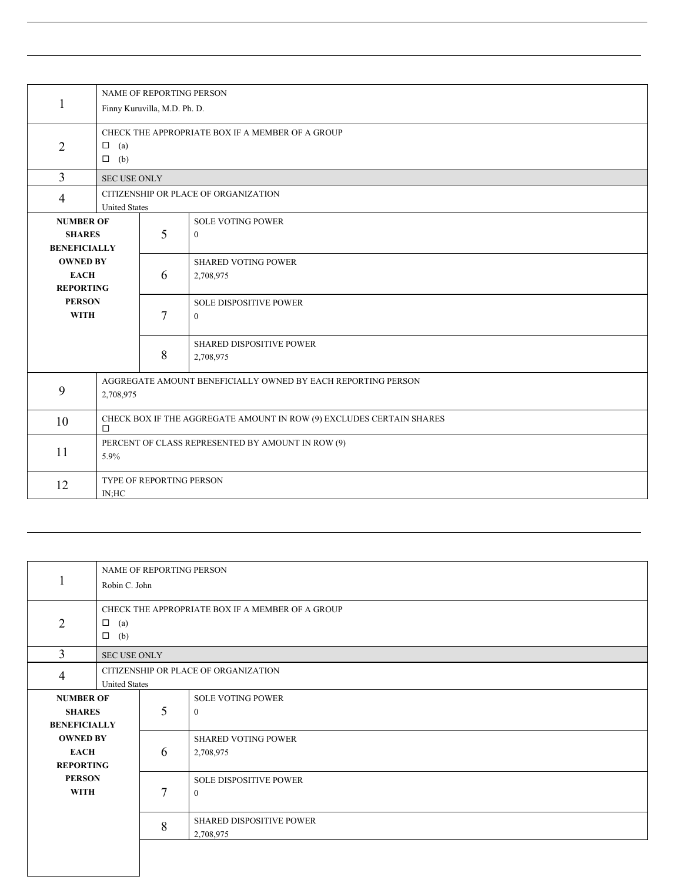| | | | |
|---|---|---|---|
| 1 | NAME OF REPORTING PERSON<br>Finny Kuruvilla, M.D. Ph. D. | | |
| 2 | CHECK THE APPROPRIATE BOX IF A MEMBER OF A GROUP<br>☐ (a)<br>☐ (b) | | |
| 3 | SEC USE ONLY | | |
| 4 | CITIZENSHIP OR PLACE OF ORGANIZATION<br>United States | | |
| NUMBER OF SHARES BENEFICIALLY OWNED BY EACH REPORTING PERSON WITH | | 5 | SOLE VOTING POWER<br>0 |
| | | 6 | SHARED VOTING POWER<br>2,708,975 |
| | | 7 | SOLE DISPOSITIVE POWER<br>0 |
| | | 8 | SHARED DISPOSITIVE POWER<br>2,708,975 |
| 9 | AGGREGATE AMOUNT BENEFICIALLY OWNED BY EACH REPORTING PERSON<br>2,708,975 | | |
| 10 | CHECK BOX IF THE AGGREGATE AMOUNT IN ROW (9) EXCLUDES CERTAIN SHARES<br>☐ | | |
| 11 | PERCENT OF CLASS REPRESENTED BY AMOUNT IN ROW (9)<br>5.9% | | |
| 12 | TYPE OF REPORTING PERSON<br>IN;HC | | |

| | | | |
|---|---|---|---|
| 1 | NAME OF REPORTING PERSON<br>Robin C. John | | |
| 2 | CHECK THE APPROPRIATE BOX IF A MEMBER OF A GROUP<br>☐ (a)<br>☐ (b) | | |
| 3 | SEC USE ONLY | | |
| 4 | CITIZENSHIP OR PLACE OF ORGANIZATION<br>United States | | |
| NUMBER OF SHARES BENEFICIALLY OWNED BY EACH REPORTING PERSON WITH | | 5 | SOLE VOTING POWER<br>0 |
| | | 6 | SHARED VOTING POWER<br>2,708,975 |
| | | 7 | SOLE DISPOSITIVE POWER<br>0 |
| | | 8 | SHARED DISPOSITIVE POWER<br>2,708,975 |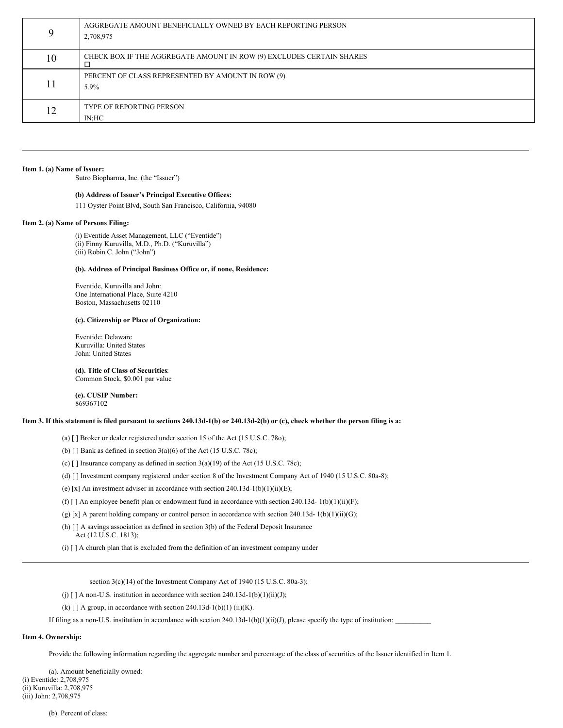| | |
|---|---|
| 9 | AGGREGATE AMOUNT BENEFICIALLY OWNED BY EACH REPORTING PERSON<br>2,708,975 |
| 10 | CHECK BOX IF THE AGGREGATE AMOUNT IN ROW (9) EXCLUDES CERTAIN SHARES<br>☐ |
| 11 | PERCENT OF CLASS REPRESENTED BY AMOUNT IN ROW (9)<br>5.9% |
| 12 | TYPE OF REPORTING PERSON<br>IN;HC |

---

**Item 1. (a) Name of Issuer:**
Sutro Biopharma, Inc. (the "Issuer")

**(b) Address of Issuer's Principal Executive Offices:**
111 Oyster Point Blvd, South San Francisco, California, 94080

**Item 2. (a) Name of Persons Filing:**

(i) Eventide Asset Management, LLC ("Eventide")
(ii) Finny Kuruvilla, M.D., Ph.D. ("Kuruvilla")
(iii) Robin C. John ("John")

**(b). Address of Principal Business Office or, if none, Residence:**

Eventide, Kuruvilla and John:
One International Place, Suite 4210
Boston, Massachusetts 02110

**(c). Citizenship or Place of Organization:**

Eventide: Delaware
Kuruvilla: United States
John: United States

**(d). Title of Class of Securities**:
Common Stock, $0.001 par value

**(e). CUSIP Number:**
869367102

**Item 3. If this statement is filed pursuant to sections 240.13d-1(b) or 240.13d-2(b) or (c), check whether the person filing is a:**

(a) [ ] Broker or dealer registered under section 15 of the Act (15 U.S.C. 78o);

(b) [ ] Bank as defined in section 3(a)(6) of the Act (15 U.S.C. 78c);

(c) [ ] Insurance company as defined in section 3(a)(19) of the Act (15 U.S.C. 78c);

(d) [ ] Investment company registered under section 8 of the Investment Company Act of 1940 (15 U.S.C. 80a-8);

(e) [x] An investment adviser in accordance with section 240.13d-1(b)(1)(ii)(E);

(f) [ ] An employee benefit plan or endowment fund in accordance with section 240.13d- 1(b)(1)(ii)(F);

(g) [x] A parent holding company or control person in accordance with section 240.13d- 1(b)(1)(ii)(G);

(h) [ ] A savings association as defined in section 3(b) of the Federal Deposit Insurance Act (12 U.S.C. 1813);

(i) [ ] A church plan that is excluded from the definition of an investment company under section 3(c)(14) of the Investment Company Act of 1940 (15 U.S.C. 80a-3);

(j) [ ] A non-U.S. institution in accordance with section 240.13d-1(b)(1)(ii)(J);

(k) [ ] A group, in accordance with section 240.13d-1(b)(1) (ii)(K).

If filing as a non-U.S. institution in accordance with section 240.13d-1(b)(1)(ii)(J), please specify the type of institution: __________

**Item 4. Ownership:**

Provide the following information regarding the aggregate number and percentage of the class of securities of the Issuer identified in Item 1.

(a). Amount beneficially owned:
(i) Eventide: 2,708,975
(ii) Kuruvilla: 2,708,975
(iii) John: 2,708,975

(b). Percent of class: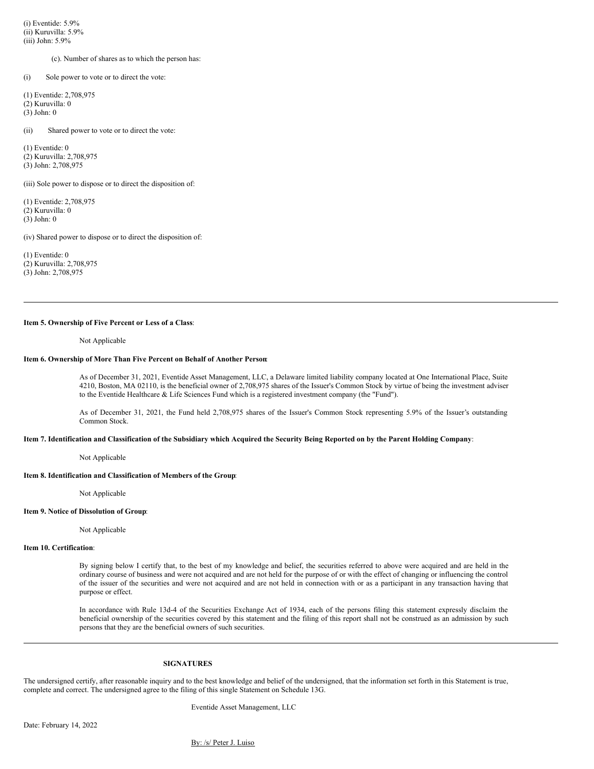(i) Eventide: 5.9%
(ii) Kuruvilla: 5.9%
(iii) John: 5.9%

(c). Number of shares as to which the person has:

(i) Sole power to vote or to direct the vote:

(1) Eventide: 2,708,975
(2) Kuruvilla: 0
(3) John: 0

(ii) Shared power to vote or to direct the vote:

(1) Eventide: 0
(2) Kuruvilla: 2,708,975
(3) John: 2,708,975

(iii) Sole power to dispose or to direct the disposition of:

(1) Eventide: 2,708,975
(2) Kuruvilla: 0
(3) John: 0

(iv) Shared power to dispose or to direct the disposition of:

(1) Eventide: 0
(2) Kuruvilla: 2,708,975
(3) John: 2,708,975

---

**Item 5. Ownership of Five Percent or Less of a Class**:

Not Applicable

**Item 6. Ownership of More Than Five Percent on Behalf of Another Person**:

As of December 31, 2021, Eventide Asset Management, LLC, a Delaware limited liability company located at One International Place, Suite 4210, Boston, MA 02110, is the beneficial owner of 2,708,975 shares of the Issuer's Common Stock by virtue of being the investment adviser to the Eventide Healthcare & Life Sciences Fund which is a registered investment company (the "Fund").

As of December 31, 2021, the Fund held 2,708,975 shares of the Issuer's Common Stock representing 5.9% of the Issuer's outstanding Common Stock.

**Item 7. Identification and Classification of the Subsidiary which Acquired the Security Being Reported on by the Parent Holding Company**:

Not Applicable

**Item 8. Identification and Classification of Members of the Group**:

Not Applicable

**Item 9. Notice of Dissolution of Group**:

Not Applicable

**Item 10. Certification**:

By signing below I certify that, to the best of my knowledge and belief, the securities referred to above were acquired and are held in the ordinary course of business and were not acquired and are not held for the purpose of or with the effect of changing or influencing the control of the issuer of the securities and were not acquired and are not held in connection with or as a participant in any transaction having that purpose or effect.

In accordance with Rule 13d-4 of the Securities Exchange Act of 1934, each of the persons filing this statement expressly disclaim the beneficial ownership of the securities covered by this statement and the filing of this report shall not be construed as an admission by such persons that they are the beneficial owners of such securities.

---

**SIGNATURES**

The undersigned certify, after reasonable inquiry and to the best knowledge and belief of the undersigned, that the information set forth in this Statement is true, complete and correct. The undersigned agree to the filing of this single Statement on Schedule 13G.

Eventide Asset Management, LLC

Date: February 14, 2022

By: /s/ Peter J. Luiso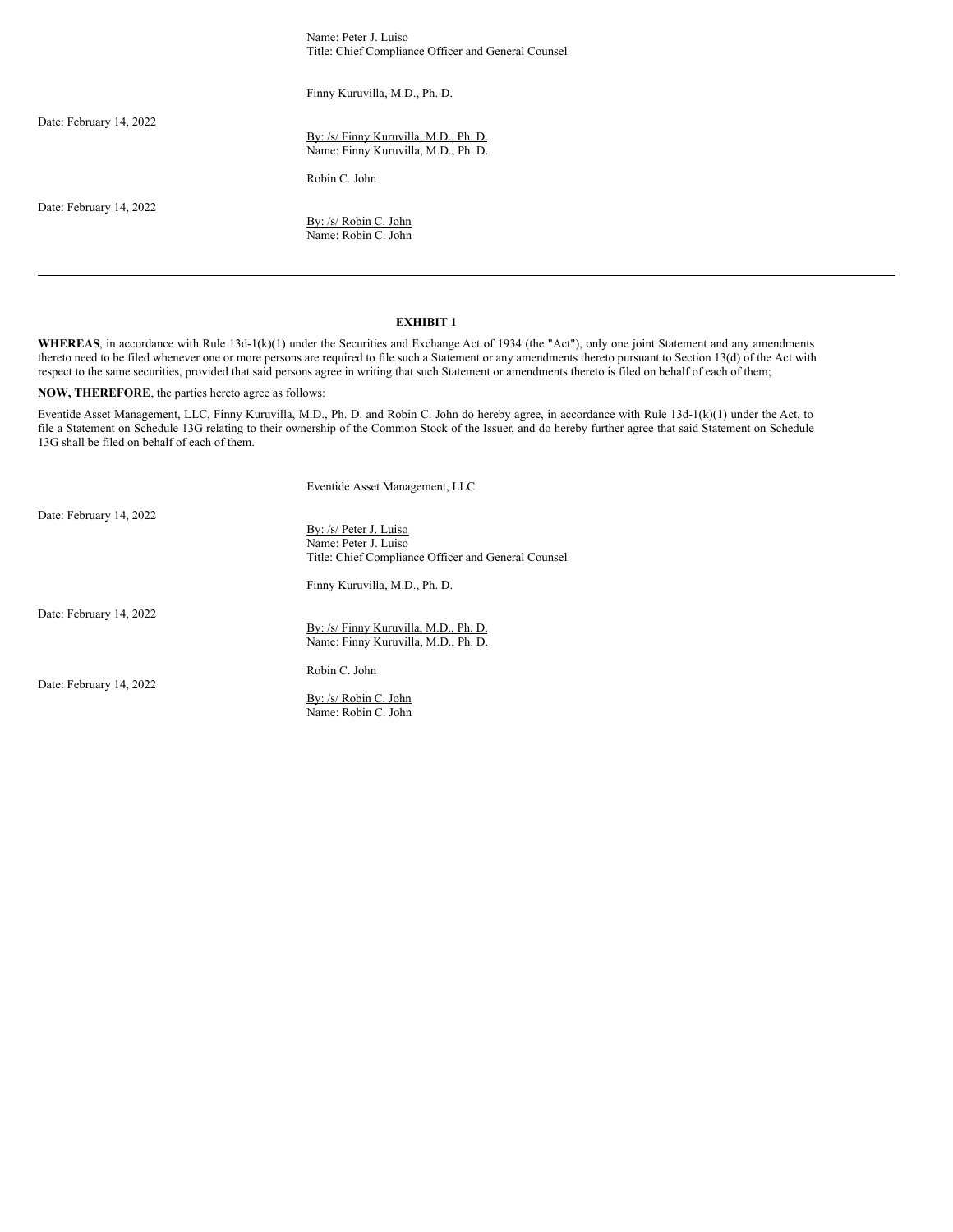Name: Peter J. Luiso
Title: Chief Compliance Officer and General Counsel

Finny Kuruvilla, M.D., Ph. D.

Date: February 14, 2022

By: /s/ Finny Kuruvilla, M.D., Ph. D.
Name: Finny Kuruvilla, M.D., Ph. D.

Robin C. John

Date: February 14, 2022

By: /s/ Robin C. John
Name: Robin C. John

---

**EXHIBIT 1**

**WHEREAS**, in accordance with Rule 13d-1(k)(1) under the Securities and Exchange Act of 1934 (the "Act"), only one joint Statement and any amendments thereto need to be filed whenever one or more persons are required to file such a Statement or any amendments thereto pursuant to Section 13(d) of the Act with respect to the same securities, provided that said persons agree in writing that such Statement or amendments thereto is filed on behalf of each of them;

**NOW, THEREFORE**, the parties hereto agree as follows:

Eventide Asset Management, LLC, Finny Kuruvilla, M.D., Ph. D. and Robin C. John do hereby agree, in accordance with Rule 13d-1(k)(1) under the Act, to file a Statement on Schedule 13G relating to their ownership of the Common Stock of the Issuer, and do hereby further agree that said Statement on Schedule 13G shall be filed on behalf of each of them.

Eventide Asset Management, LLC

Date: February 14, 2022

By: /s/ Peter J. Luiso
Name: Peter J. Luiso
Title: Chief Compliance Officer and General Counsel

Finny Kuruvilla, M.D., Ph. D.

Date: February 14, 2022

By: /s/ Finny Kuruvilla, M.D., Ph. D.
Name: Finny Kuruvilla, M.D., Ph. D.

Robin C. John

Date: February 14, 2022

By: /s/ Robin C. John
Name: Robin C. John